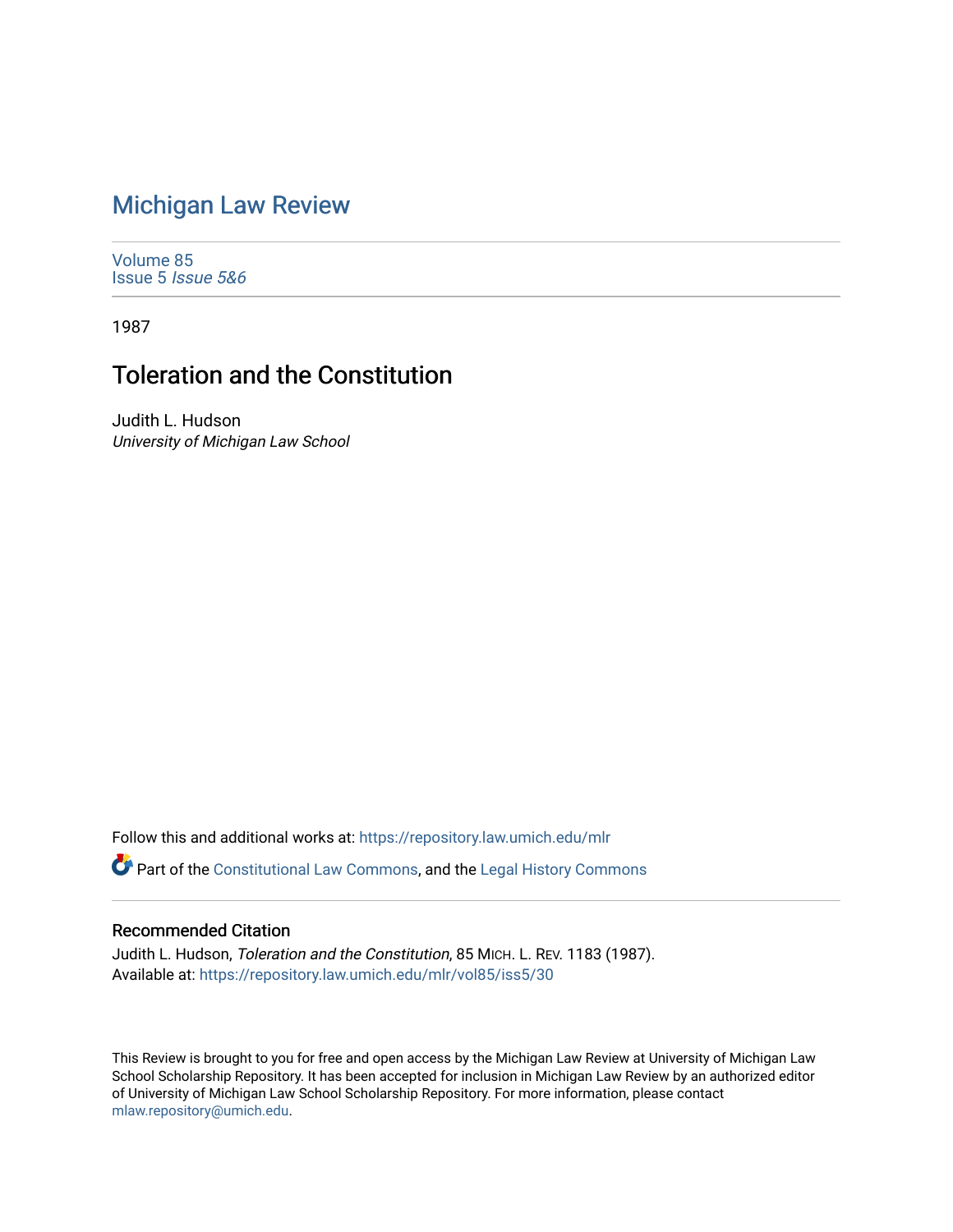# Michigan Law Review

Volume 85
Issue 5 *Issue 5&6*

1987

## Toleration and the Constitution

Judith L. Hudson
*University of Michigan Law School*

Follow this and additional works at: https://repository.law.umich.edu/mlr

Part of the Constitutional Law Commons, and the Legal History Commons

### Recommended Citation

Judith L. Hudson, *Toleration and the Constitution*, 85 MICH. L. REV. 1183 (1987).
Available at: https://repository.law.umich.edu/mlr/vol85/iss5/30

This Review is brought to you for free and open access by the Michigan Law Review at University of Michigan Law School Scholarship Repository. It has been accepted for inclusion in Michigan Law Review by an authorized editor of University of Michigan Law School Scholarship Repository. For more information, please contact mlaw.repository@umich.edu.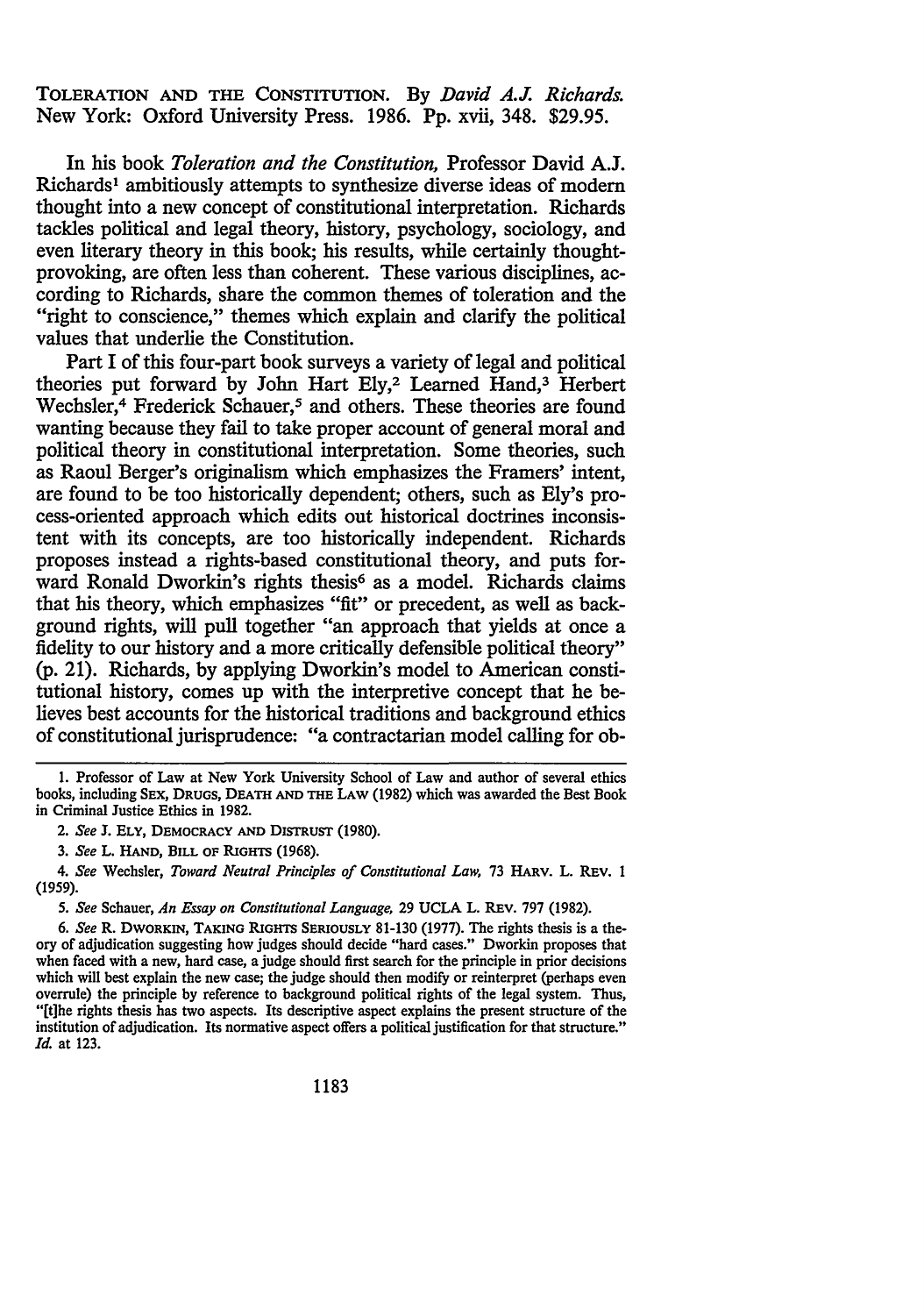TOLERATION AND THE CONSTITUTION. By *David A.J. Richards.* New York: Oxford University Press. 1986. Pp. xvii, 348. $29.95.

In his book *Toleration and the Constitution,* Professor David A.J. Richards[1] ambitiously attempts to synthesize diverse ideas of modern thought into a new concept of constitutional interpretation. Richards tackles political and legal theory, history, psychology, sociology, and even literary theory in this book; his results, while certainly thought-provoking, are often less than coherent. These various disciplines, according to Richards, share the common themes of toleration and the "right to conscience," themes which explain and clarify the political values that underlie the Constitution.

Part I of this four-part book surveys a variety of legal and political theories put forward by John Hart Ely,[2] Learned Hand,[3] Herbert Wechsler,[4] Frederick Schauer,[5] and others. These theories are found wanting because they fail to take proper account of general moral and political theory in constitutional interpretation. Some theories, such as Raoul Berger's originalism which emphasizes the Framers' intent, are found to be too historically dependent; others, such as Ely's process-oriented approach which edits out historical doctrines inconsistent with its concepts, are too historically independent. Richards proposes instead a rights-based constitutional theory, and puts forward Ronald Dworkin's rights thesis[6] as a model. Richards claims that his theory, which emphasizes "fit" or precedent, as well as background rights, will pull together "an approach that yields at once a fidelity to our history and a more critically defensible political theory" (p. 21). Richards, by applying Dworkin's model to American constitutional history, comes up with the interpretive concept that he believes best accounts for the historical traditions and background ethics of constitutional jurisprudence: "a contractarian model calling for ob-

---

1. Professor of Law at New York University School of Law and author of several ethics books, including SEX, DRUGS, DEATH AND THE LAW (1982) which was awarded the Best Book in Criminal Justice Ethics in 1982.

2. *See* J. ELY, DEMOCRACY AND DISTRUST (1980).

3. *See* L. HAND, BILL OF RIGHTS (1968).

4. *See* Wechsler, *Toward Neutral Principles of Constitutional Law,* 73 HARV. L. REV. 1 (1959).

5. *See* Schauer, *An Essay on Constitutional Language,* 29 UCLA L. REV. 797 (1982).

6. *See* R. DWORKIN, TAKING RIGHTS SERIOUSLY 81-130 (1977). The rights thesis is a theory of adjudication suggesting how judges should decide "hard cases." Dworkin proposes that when faced with a new, hard case, a judge should first search for the principle in prior decisions which will best explain the new case; the judge should then modify or reinterpret (perhaps even overrule) the principle by reference to background political rights of the legal system. Thus, "[t]he rights thesis has two aspects. Its descriptive aspect explains the present structure of the institution of adjudication. Its normative aspect offers a political justification for that structure." *Id.* at 123.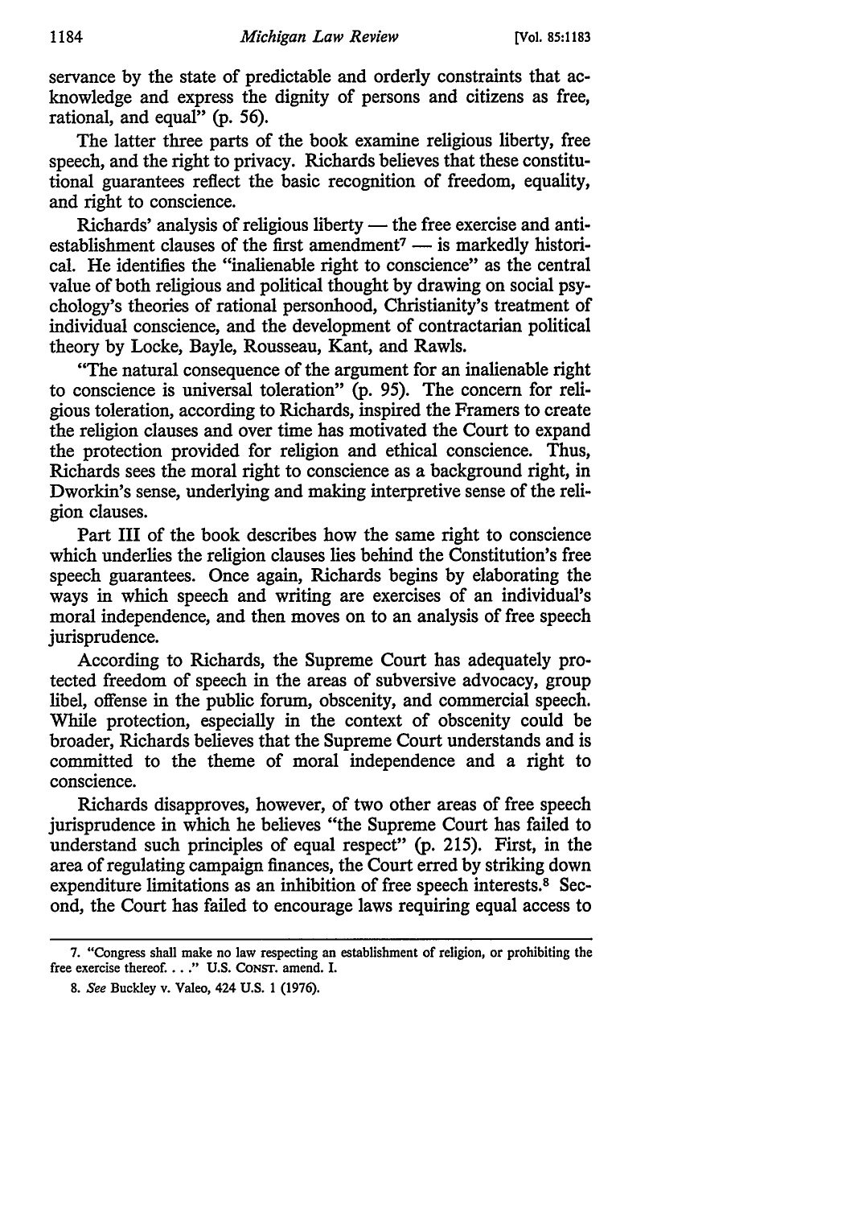servance by the state of predictable and orderly constraints that acknowledge and express the dignity of persons and citizens as free, rational, and equal" (p. 56).

The latter three parts of the book examine religious liberty, free speech, and the right to privacy. Richards believes that these constitutional guarantees reflect the basic recognition of freedom, equality, and right to conscience.

Richards' analysis of religious liberty — the free exercise and antiestablishment clauses of the first amendment[7] — is markedly historical. He identifies the "inalienable right to conscience" as the central value of both religious and political thought by drawing on social psychology's theories of rational personhood, Christianity's treatment of individual conscience, and the development of contractarian political theory by Locke, Bayle, Rousseau, Kant, and Rawls.

"The natural consequence of the argument for an inalienable right to conscience is universal toleration" (p. 95). The concern for religious toleration, according to Richards, inspired the Framers to create the religion clauses and over time has motivated the Court to expand the protection provided for religion and ethical conscience. Thus, Richards sees the moral right to conscience as a background right, in Dworkin's sense, underlying and making interpretive sense of the religion clauses.

Part III of the book describes how the same right to conscience which underlies the religion clauses lies behind the Constitution's free speech guarantees. Once again, Richards begins by elaborating the ways in which speech and writing are exercises of an individual's moral independence, and then moves on to an analysis of free speech jurisprudence.

According to Richards, the Supreme Court has adequately protected freedom of speech in the areas of subversive advocacy, group libel, offense in the public forum, obscenity, and commercial speech. While protection, especially in the context of obscenity could be broader, Richards believes that the Supreme Court understands and is committed to the theme of moral independence and a right to conscience.

Richards disapproves, however, of two other areas of free speech jurisprudence in which he believes "the Supreme Court has failed to understand such principles of equal respect" (p. 215). First, in the area of regulating campaign finances, the Court erred by striking down expenditure limitations as an inhibition of free speech interests.[8] Second, the Court has failed to encourage laws requiring equal access to

---

7. "Congress shall make no law respecting an establishment of religion, or prohibiting the free exercise thereof. . . ." U.S. CONST. amend. I.

8. *See* Buckley v. Valeo, 424 U.S. 1 (1976).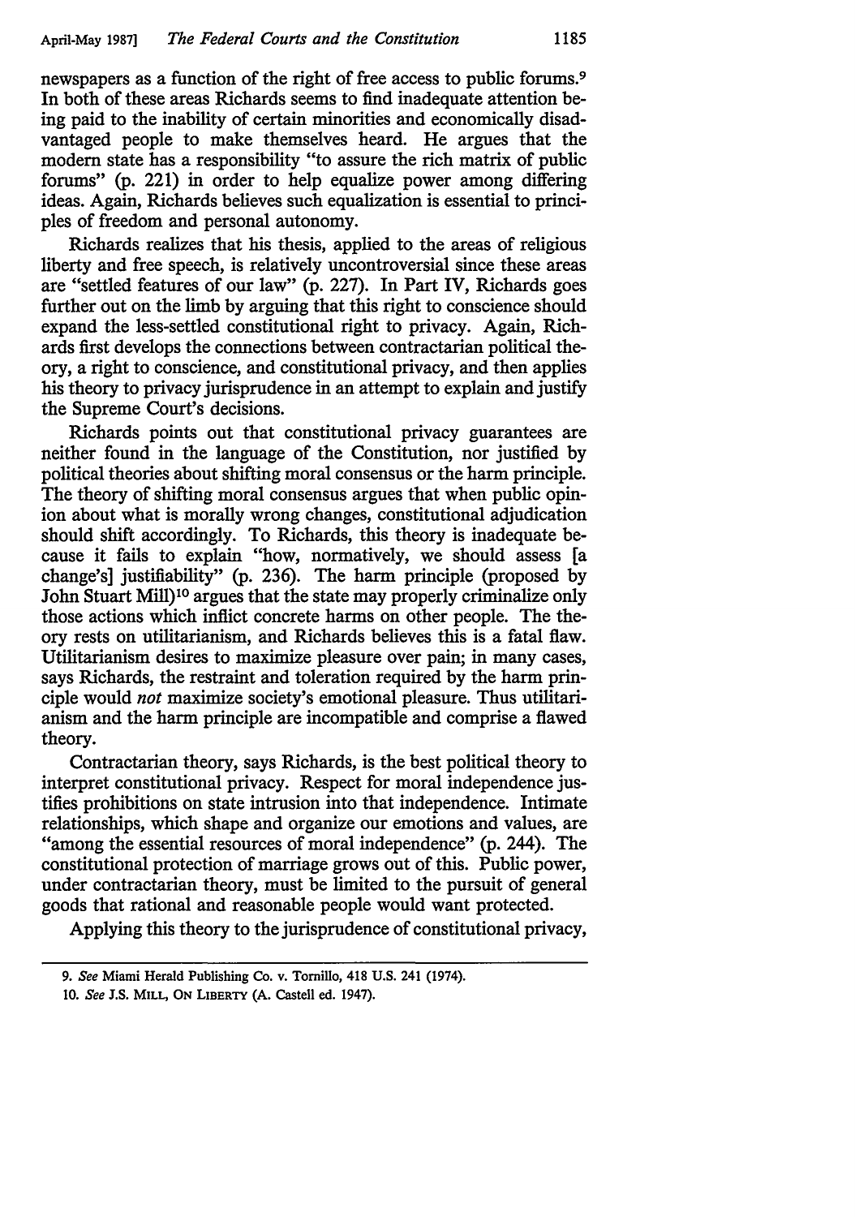newspapers as a function of the right of free access to public forums.[9] In both of these areas Richards seems to find inadequate attention being paid to the inability of certain minorities and economically disadvantaged people to make themselves heard. He argues that the modern state has a responsibility "to assure the rich matrix of public forums" (p. 221) in order to help equalize power among differing ideas. Again, Richards believes such equalization is essential to principles of freedom and personal autonomy.

Richards realizes that his thesis, applied to the areas of religious liberty and free speech, is relatively uncontroversial since these areas are "settled features of our law" (p. 227). In Part IV, Richards goes further out on the limb by arguing that this right to conscience should expand the less-settled constitutional right to privacy. Again, Richards first develops the connections between contractarian political theory, a right to conscience, and constitutional privacy, and then applies his theory to privacy jurisprudence in an attempt to explain and justify the Supreme Court's decisions.

Richards points out that constitutional privacy guarantees are neither found in the language of the Constitution, nor justified by political theories about shifting moral consensus or the harm principle. The theory of shifting moral consensus argues that when public opinion about what is morally wrong changes, constitutional adjudication should shift accordingly. To Richards, this theory is inadequate because it fails to explain "how, normatively, we should assess [a change's] justifiability" (p. 236). The harm principle (proposed by John Stuart Mill)[10] argues that the state may properly criminalize only those actions which inflict concrete harms on other people. The theory rests on utilitarianism, and Richards believes this is a fatal flaw. Utilitarianism desires to maximize pleasure over pain; in many cases, says Richards, the restraint and toleration required by the harm principle would *not* maximize society's emotional pleasure. Thus utilitarianism and the harm principle are incompatible and comprise a flawed theory.

Contractarian theory, says Richards, is the best political theory to interpret constitutional privacy. Respect for moral independence justifies prohibitions on state intrusion into that independence. Intimate relationships, which shape and organize our emotions and values, are "among the essential resources of moral independence" (p. 244). The constitutional protection of marriage grows out of this. Public power, under contractarian theory, must be limited to the pursuit of general goods that rational and reasonable people would want protected.

Applying this theory to the jurisprudence of constitutional privacy,

---

9. *See* Miami Herald Publishing Co. v. Tornillo, 418 U.S. 241 (1974).

10. *See* J.S. MILL, ON LIBERTY (A. Castell ed. 1947).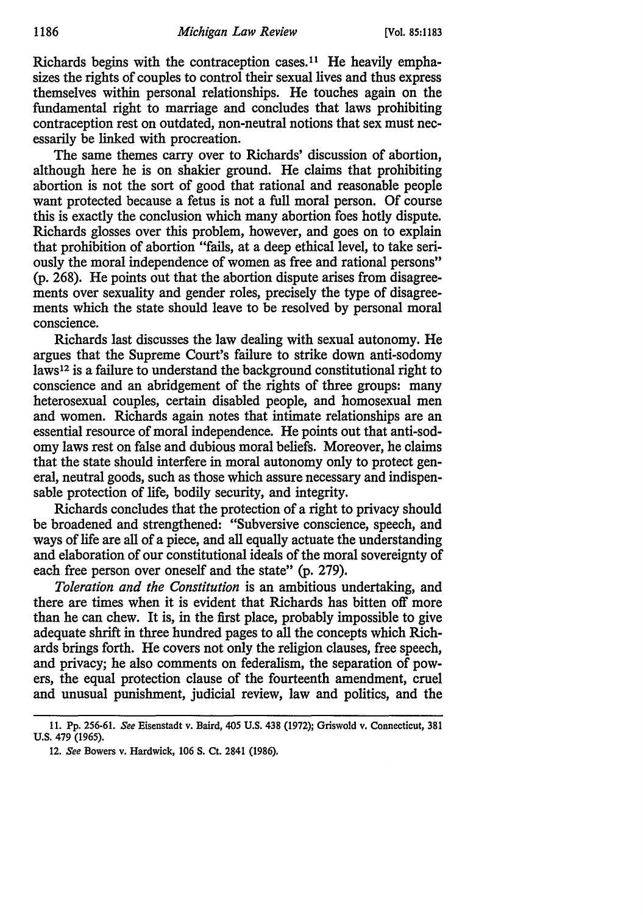Richards begins with the contraception cases.[11] He heavily emphasizes the rights of couples to control their sexual lives and thus express themselves within personal relationships. He touches again on the fundamental right to marriage and concludes that laws prohibiting contraception rest on outdated, non-neutral notions that sex must necessarily be linked with procreation.

The same themes carry over to Richards' discussion of abortion, although here he is on shakier ground. He claims that prohibiting abortion is not the sort of good that rational and reasonable people want protected because a fetus is not a full moral person. Of course this is exactly the conclusion which many abortion foes hotly dispute. Richards glosses over this problem, however, and goes on to explain that prohibition of abortion "fails, at a deep ethical level, to take seriously the moral independence of women as free and rational persons" (p. 268). He points out that the abortion dispute arises from disagreements over sexuality and gender roles, precisely the type of disagreements which the state should leave to be resolved by personal moral conscience.

Richards last discusses the law dealing with sexual autonomy. He argues that the Supreme Court's failure to strike down anti-sodomy laws[12] is a failure to understand the background constitutional right to conscience and an abridgement of the rights of three groups: many heterosexual couples, certain disabled people, and homosexual men and women. Richards again notes that intimate relationships are an essential resource of moral independence. He points out that anti-sodomy laws rest on false and dubious moral beliefs. Moreover, he claims that the state should interfere in moral autonomy only to protect general, neutral goods, such as those which assure necessary and indispensable protection of life, bodily security, and integrity.

Richards concludes that the protection of a right to privacy should be broadened and strengthened: "Subversive conscience, speech, and ways of life are all of a piece, and all equally actuate the understanding and elaboration of our constitutional ideals of the moral sovereignty of each free person over oneself and the state" (p. 279).

*Toleration and the Constitution* is an ambitious undertaking, and there are times when it is evident that Richards has bitten off more than he can chew. It is, in the first place, probably impossible to give adequate shrift in three hundred pages to all the concepts which Richards brings forth. He covers not only the religion clauses, free speech, and privacy; he also comments on federalism, the separation of powers, the equal protection clause of the fourteenth amendment, cruel and unusual punishment, judicial review, law and politics, and the

---

11. Pp. 256-61. *See* Eisenstadt v. Baird, 405 U.S. 438 (1972); Griswold v. Connecticut, 381 U.S. 479 (1965).

12. *See* Bowers v. Hardwick, 106 S. Ct. 2841 (1986).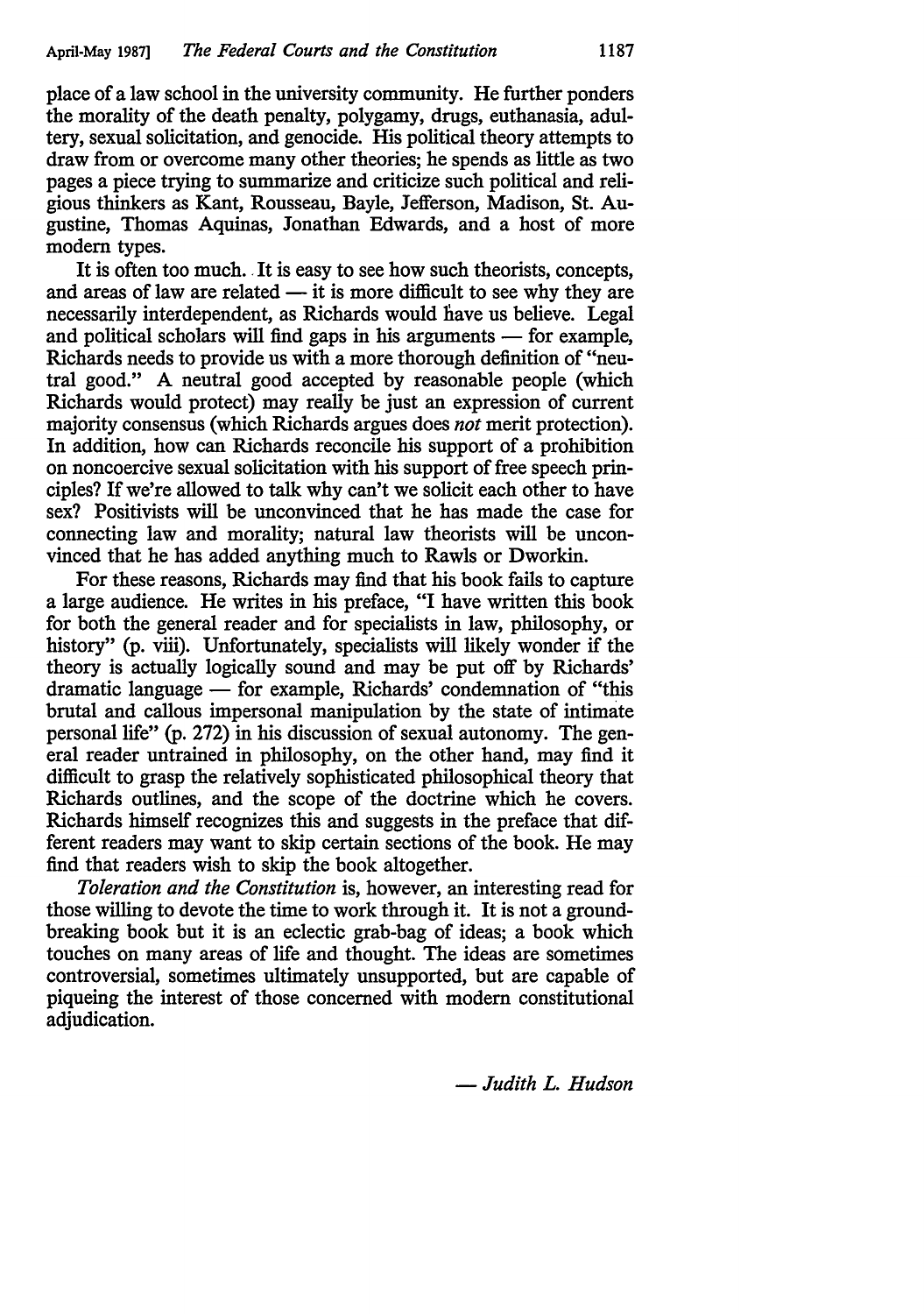place of a law school in the university community. He further ponders the morality of the death penalty, polygamy, drugs, euthanasia, adultery, sexual solicitation, and genocide. His political theory attempts to draw from or overcome many other theories; he spends as little as two pages a piece trying to summarize and criticize such political and religious thinkers as Kant, Rousseau, Bayle, Jefferson, Madison, St. Augustine, Thomas Aquinas, Jonathan Edwards, and a host of more modern types.

It is often too much. It is easy to see how such theorists, concepts, and areas of law are related — it is more difficult to see why they are necessarily interdependent, as Richards would have us believe. Legal and political scholars will find gaps in his arguments — for example, Richards needs to provide us with a more thorough definition of "neutral good." A neutral good accepted by reasonable people (which Richards would protect) may really be just an expression of current majority consensus (which Richards argues does *not* merit protection). In addition, how can Richards reconcile his support of a prohibition on noncoercive sexual solicitation with his support of free speech principles? If we're allowed to talk why can't we solicit each other to have sex? Positivists will be unconvinced that he has made the case for connecting law and morality; natural law theorists will be unconvinced that he has added anything much to Rawls or Dworkin.

For these reasons, Richards may find that his book fails to capture a large audience. He writes in his preface, "I have written this book for both the general reader and for specialists in law, philosophy, or history" (p. viii). Unfortunately, specialists will likely wonder if the theory is actually logically sound and may be put off by Richards' dramatic language — for example, Richards' condemnation of "this brutal and callous impersonal manipulation by the state of intimate personal life" (p. 272) in his discussion of sexual autonomy. The general reader untrained in philosophy, on the other hand, may find it difficult to grasp the relatively sophisticated philosophical theory that Richards outlines, and the scope of the doctrine which he covers. Richards himself recognizes this and suggests in the preface that different readers may want to skip certain sections of the book. He may find that readers wish to skip the book altogether.

*Toleration and the Constitution* is, however, an interesting read for those willing to devote the time to work through it. It is not a groundbreaking book but it is an eclectic grab-bag of ideas; a book which touches on many areas of life and thought. The ideas are sometimes controversial, sometimes ultimately unsupported, but are capable of piqueing the interest of those concerned with modern constitutional adjudication.

— *Judith L. Hudson*